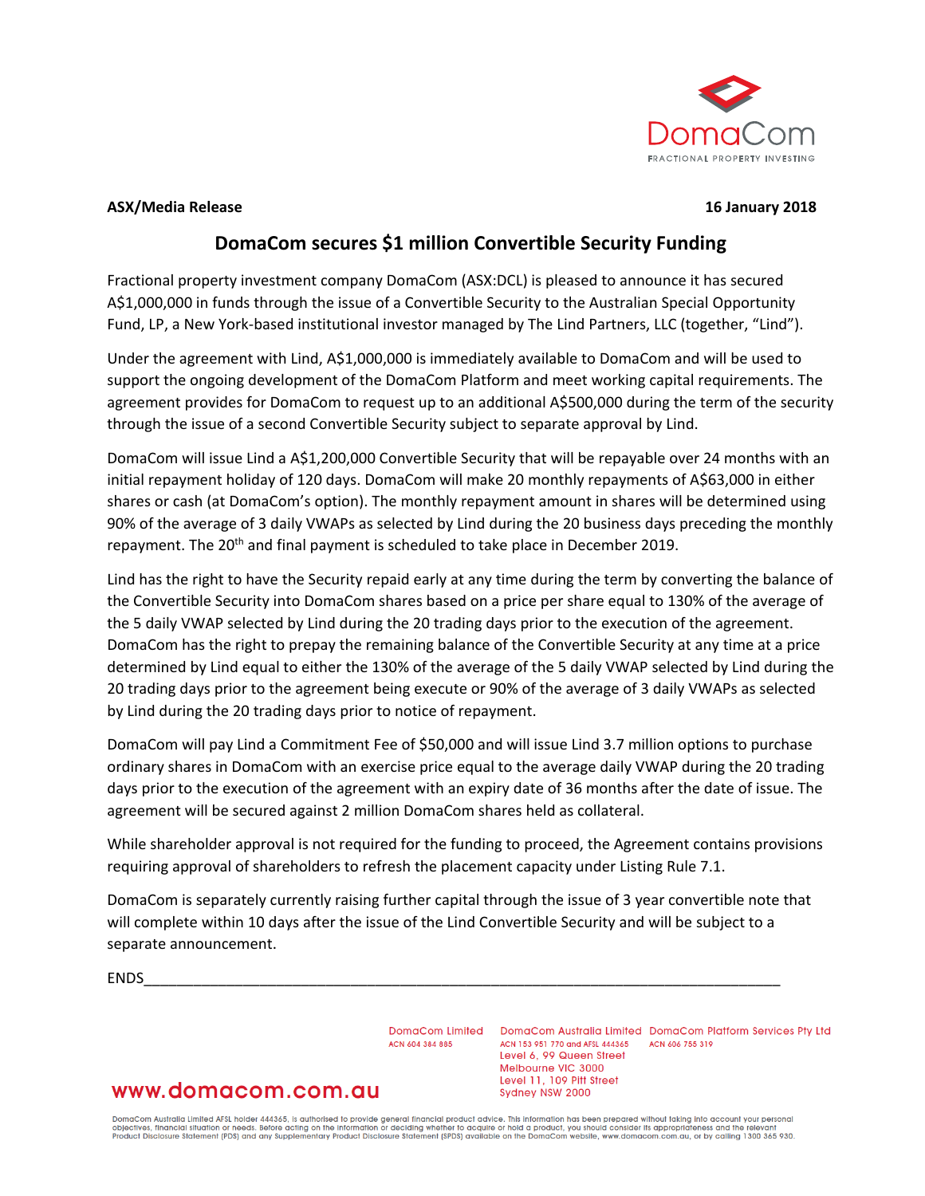DomaCom

FRACTIONAL PROPERTY INVESTING

**ASX/Media Release** **16 January 2018**

## DomaCom secures $1 million Convertible Security Funding

Fractional property investment company DomaCom (ASX:DCL) is pleased to announce it has secured A$1,000,000 in funds through the issue of a Convertible Security to the Australian Special Opportunity Fund, LP, a New York-based institutional investor managed by The Lind Partners, LLC (together, "Lind").

Under the agreement with Lind, A$1,000,000 is immediately available to DomaCom and will be used to support the ongoing development of the DomaCom Platform and meet working capital requirements. The agreement provides for DomaCom to request up to an additional A$500,000 during the term of the security through the issue of a second Convertible Security subject to separate approval by Lind.

DomaCom will issue Lind a A$1,200,000 Convertible Security that will be repayable over 24 months with an initial repayment holiday of 120 days. DomaCom will make 20 monthly repayments of A$63,000 in either shares or cash (at DomaCom's option). The monthly repayment amount in shares will be determined using 90% of the average of 3 daily VWAPs as selected by Lind during the 20 business days preceding the monthly repayment. The 20th and final payment is scheduled to take place in December 2019.

Lind has the right to have the Security repaid early at any time during the term by converting the balance of the Convertible Security into DomaCom shares based on a price per share equal to 130% of the average of the 5 daily VWAP selected by Lind during the 20 trading days prior to the execution of the agreement. DomaCom has the right to prepay the remaining balance of the Convertible Security at any time at a price determined by Lind equal to either the 130% of the average of the 5 daily VWAP selected by Lind during the 20 trading days prior to the agreement being execute or 90% of the average of 3 daily VWAPs as selected by Lind during the 20 trading days prior to notice of repayment.

DomaCom will pay Lind a Commitment Fee of $50,000 and will issue Lind 3.7 million options to purchase ordinary shares in DomaCom with an exercise price equal to the average daily VWAP during the 20 trading days prior to the execution of the agreement with an expiry date of 36 months after the date of issue. The agreement will be secured against 2 million DomaCom shares held as collateral.

While shareholder approval is not required for the funding to proceed, the Agreement contains provisions requiring approval of shareholders to refresh the placement capacity under Listing Rule 7.1.

DomaCom is separately currently raising further capital through the issue of 3 year convertible note that will complete within 10 days after the issue of the Lind Convertible Security and will be subject to a separate announcement.

ENDS

DomaCom Limited
ACN 604 384 885

DomaCom Australia Limited
ACN 153 951 770 and AFSL 444365
Level 6, 99 Queen Street
Melbourne VIC 3000
Level 11, 109 Pitt Street
Sydney NSW 2000

DomaCom Platform Services Pty Ltd
ACN 606 755 319

www.domacom.com.au

DomaCom Australia Limited AFSL holder 444365, is authorised to provide general financial product advice. This information has been prepared without taking into account your personal objectives, financial situation or needs. Before acting on the information or deciding whether to acquire or hold a product, you should consider its appropriateness and the relevant Product Disclosure Statement (PDS) and any Supplementary Product Disclosure Statement (SPDS) available on the DomaCom website, www.domacom.com.au, or by calling 1300 365 930.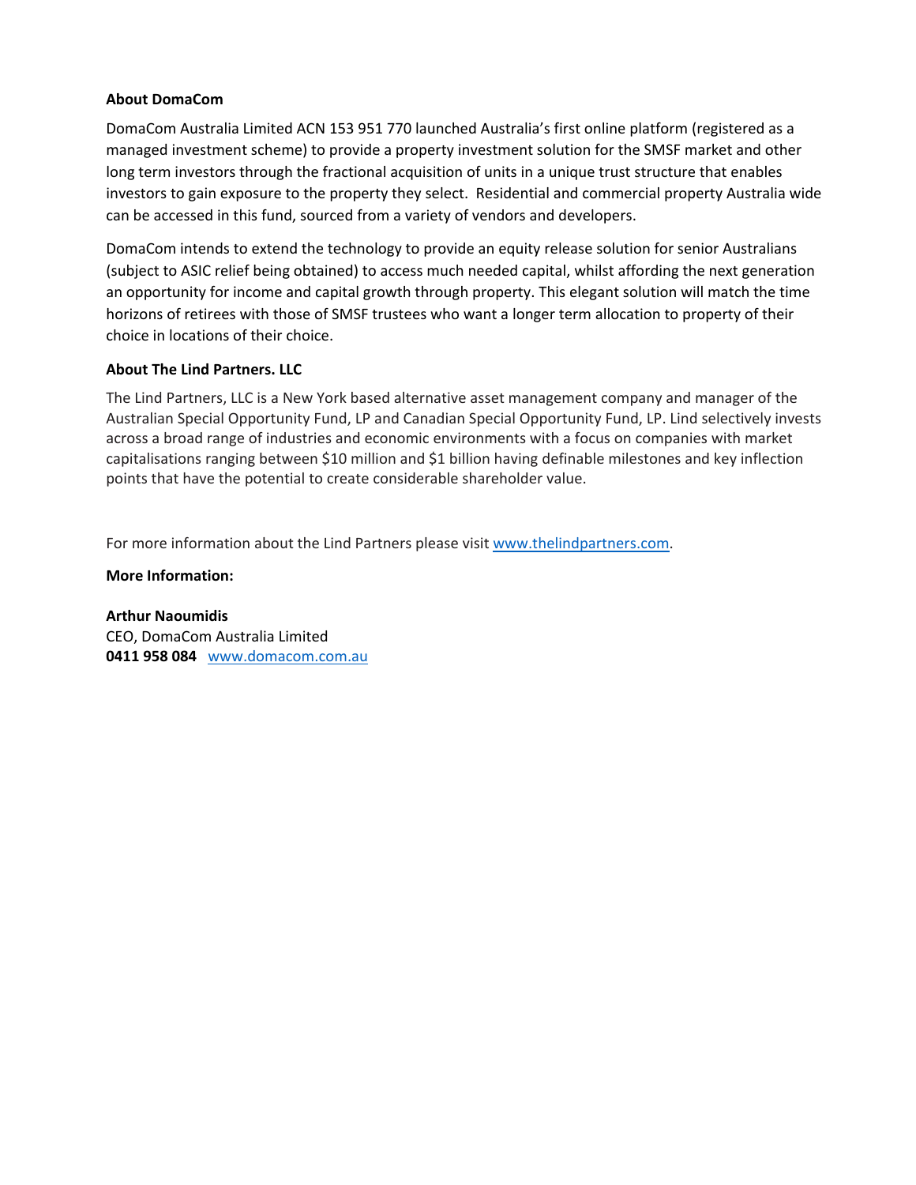**About DomaCom**

DomaCom Australia Limited ACN 153 951 770 launched Australia's first online platform (registered as a managed investment scheme) to provide a property investment solution for the SMSF market and other long term investors through the fractional acquisition of units in a unique trust structure that enables investors to gain exposure to the property they select. Residential and commercial property Australia wide can be accessed in this fund, sourced from a variety of vendors and developers.

DomaCom intends to extend the technology to provide an equity release solution for senior Australians (subject to ASIC relief being obtained) to access much needed capital, whilst affording the next generation an opportunity for income and capital growth through property. This elegant solution will match the time horizons of retirees with those of SMSF trustees who want a longer term allocation to property of their choice in locations of their choice.

**About The Lind Partners. LLC**

The Lind Partners, LLC is a New York based alternative asset management company and manager of the Australian Special Opportunity Fund, LP and Canadian Special Opportunity Fund, LP. Lind selectively invests across a broad range of industries and economic environments with a focus on companies with market capitalisations ranging between $10 million and $1 billion having definable milestones and key inflection points that have the potential to create considerable shareholder value.

For more information about the Lind Partners please visit www.thelindpartners.com.

**More Information:**

**Arthur Naoumidis**
CEO, DomaCom Australia Limited
**0411 958 084** www.domacom.com.au